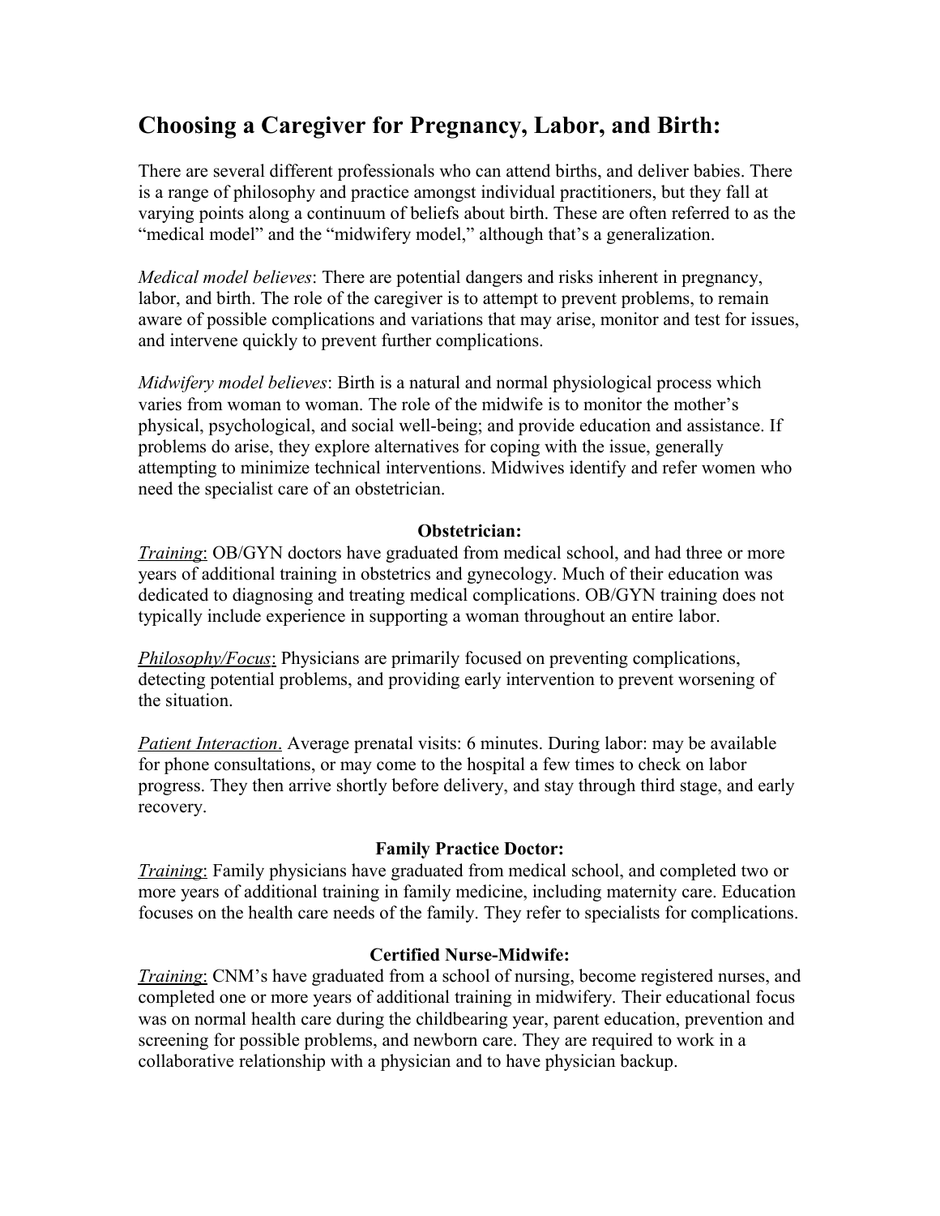# Choosing a Caregiver for Pregnancy, Labor, and Birth:

There are several different professionals who can attend births, and deliver babies. There is a range of philosophy and practice amongst individual practitioners, but they fall at varying points along a continuum of beliefs about birth. These are often referred to as the "medical model" and the "midwifery model," although that's a generalization.

*Medical model believes*: There are potential dangers and risks inherent in pregnancy, labor, and birth. The role of the caregiver is to attempt to prevent problems, to remain aware of possible complications and variations that may arise, monitor and test for issues, and intervene quickly to prevent further complications.

*Midwifery model believes*: Birth is a natural and normal physiological process which varies from woman to woman. The role of the midwife is to monitor the mother's physical, psychological, and social well-being; and provide education and assistance. If problems do arise, they explore alternatives for coping with the issue, generally attempting to minimize technical interventions. Midwives identify and refer women who need the specialist care of an obstetrician.

**Obstetrician:**

*Training*: OB/GYN doctors have graduated from medical school, and had three or more years of additional training in obstetrics and gynecology. Much of their education was dedicated to diagnosing and treating medical complications. OB/GYN training does not typically include experience in supporting a woman throughout an entire labor.

*Philosophy/Focus*: Physicians are primarily focused on preventing complications, detecting potential problems, and providing early intervention to prevent worsening of the situation.

*Patient Interaction*. Average prenatal visits: 6 minutes. During labor: may be available for phone consultations, or may come to the hospital a few times to check on labor progress. They then arrive shortly before delivery, and stay through third stage, and early recovery.

**Family Practice Doctor:**

*Training*: Family physicians have graduated from medical school, and completed two or more years of additional training in family medicine, including maternity care. Education focuses on the health care needs of the family. They refer to specialists for complications.

**Certified Nurse-Midwife:**

*Training*: CNM's have graduated from a school of nursing, become registered nurses, and completed one or more years of additional training in midwifery. Their educational focus was on normal health care during the childbearing year, parent education, prevention and screening for possible problems, and newborn care. They are required to work in a collaborative relationship with a physician and to have physician backup.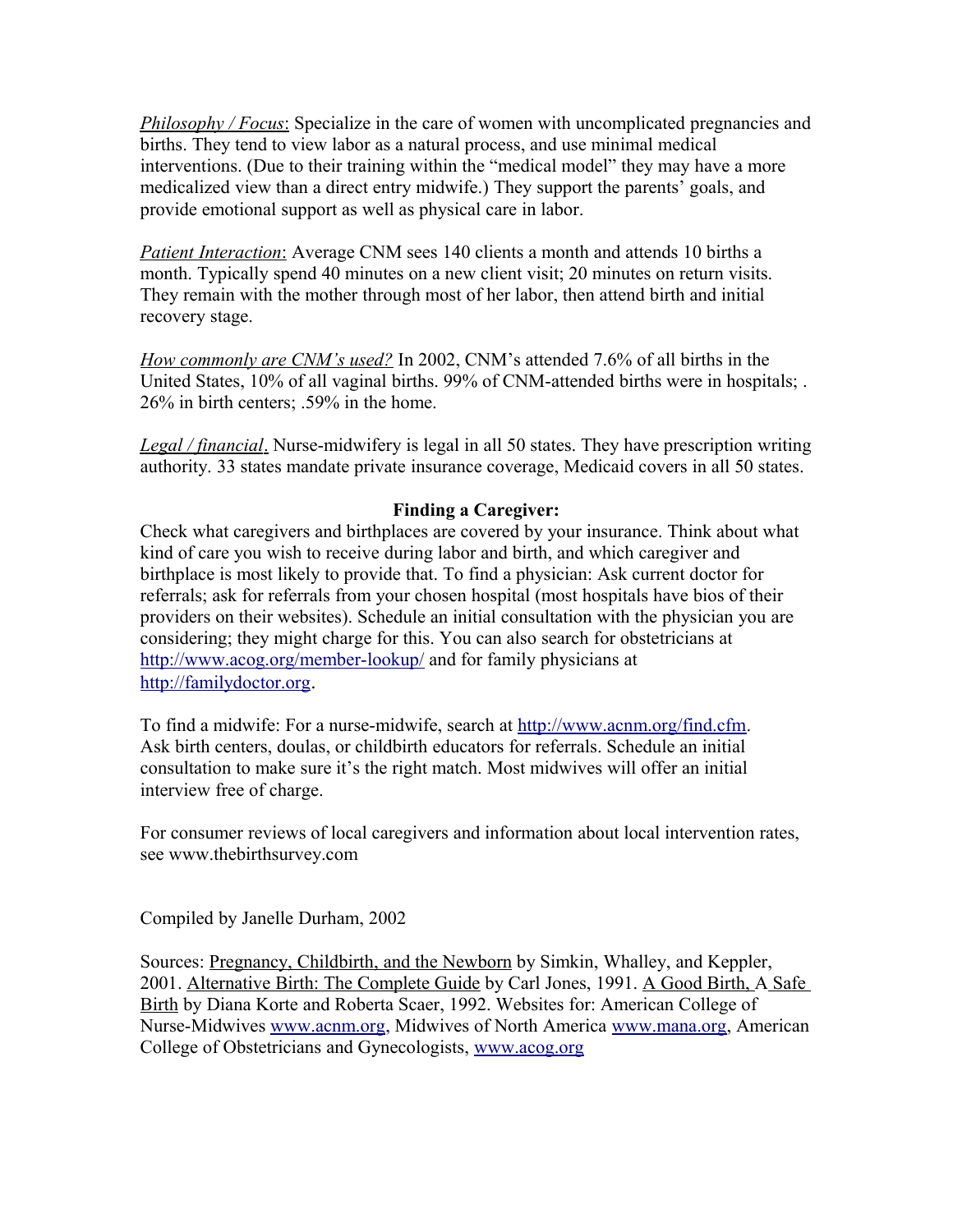*Philosophy / Focus*: Specialize in the care of women with uncomplicated pregnancies and births. They tend to view labor as a natural process, and use minimal medical interventions. (Due to their training within the "medical model" they may have a more medicalized view than a direct entry midwife.) They support the parents' goals, and provide emotional support as well as physical care in labor.

*Patient Interaction*: Average CNM sees 140 clients a month and attends 10 births a month. Typically spend 40 minutes on a new client visit; 20 minutes on return visits. They remain with the mother through most of her labor, then attend birth and initial recovery stage.

*How commonly are CNM's used?* In 2002, CNM's attended 7.6% of all births in the United States, 10% of all vaginal births. 99% of CNM-attended births were in hospitals; .26% in birth centers; .59% in the home.

*Legal / financial*. Nurse-midwifery is legal in all 50 states. They have prescription writing authority. 33 states mandate private insurance coverage, Medicaid covers in all 50 states.

## Finding a Caregiver:

Check what caregivers and birthplaces are covered by your insurance. Think about what kind of care you wish to receive during labor and birth, and which caregiver and birthplace is most likely to provide that. To find a physician: Ask current doctor for referrals; ask for referrals from your chosen hospital (most hospitals have bios of their providers on their websites). Schedule an initial consultation with the physician you are considering; they might charge for this. You can also search for obstetricians at http://www.acog.org/member-lookup/ and for family physicians at http://familydoctor.org.

To find a midwife: For a nurse-midwife, search at http://www.acnm.org/find.cfm. Ask birth centers, doulas, or childbirth educators for referrals. Schedule an initial consultation to make sure it's the right match. Most midwives will offer an initial interview free of charge.

For consumer reviews of local caregivers and information about local intervention rates, see www.thebirthsurvey.com

Compiled by Janelle Durham, 2002

Sources: Pregnancy, Childbirth, and the Newborn by Simkin, Whalley, and Keppler, 2001. Alternative Birth: The Complete Guide by Carl Jones, 1991. A Good Birth, A Safe Birth by Diana Korte and Roberta Scaer, 1992. Websites for: American College of Nurse-Midwives www.acnm.org, Midwives of North America www.mana.org, American College of Obstetricians and Gynecologists, www.acog.org